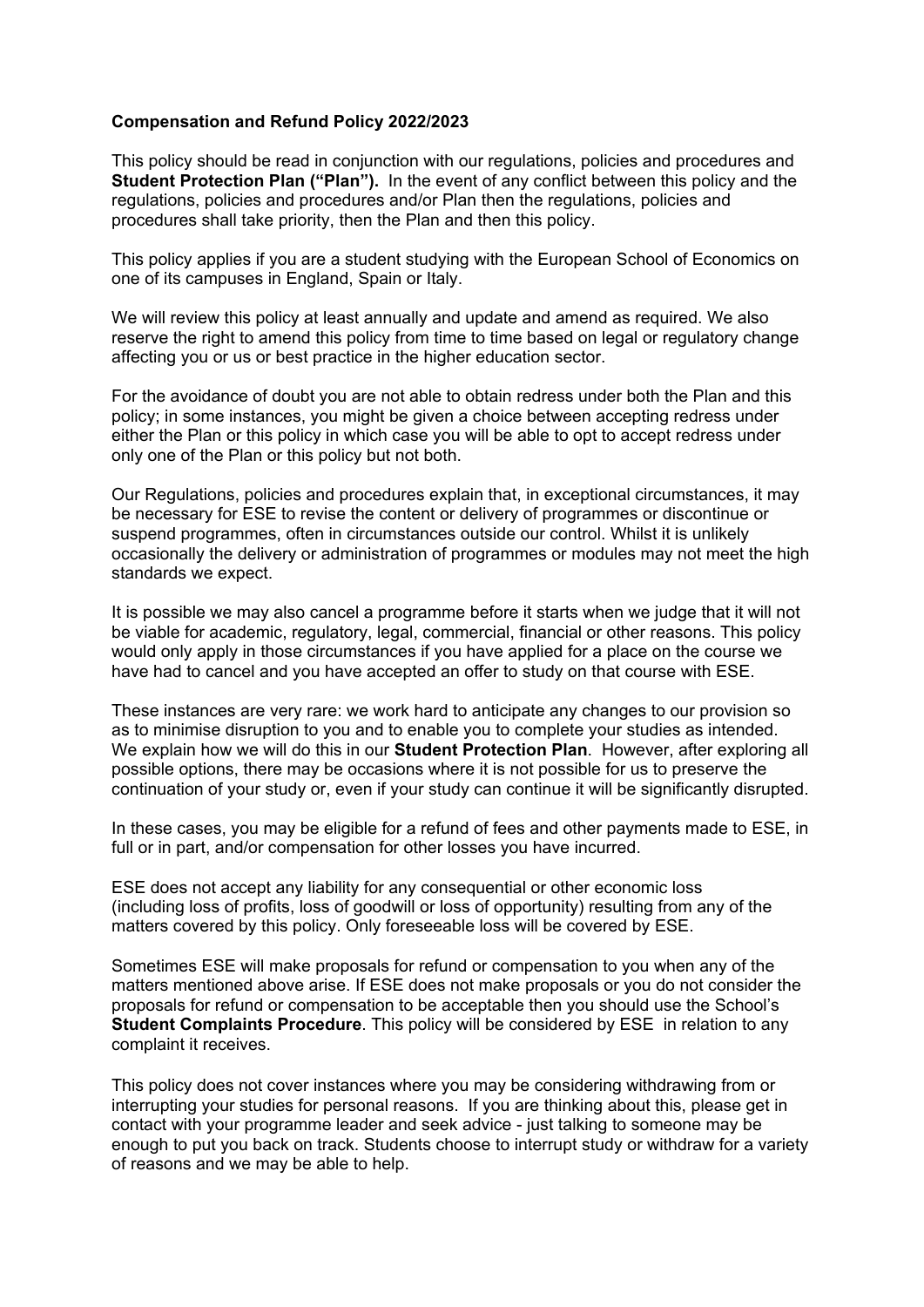**Compensation and Refund Policy 2022/2023**

This policy should be read in conjunction with our regulations, policies and procedures and **Student Protection Plan ("Plan").** In the event of any conflict between this policy and the regulations, policies and procedures and/or Plan then the regulations, policies and procedures shall take priority, then the Plan and then this policy.

This policy applies if you are a student studying with the European School of Economics on one of its campuses in England, Spain or Italy.

We will review this policy at least annually and update and amend as required. We also reserve the right to amend this policy from time to time based on legal or regulatory change affecting you or us or best practice in the higher education sector.

For the avoidance of doubt you are not able to obtain redress under both the Plan and this policy; in some instances, you might be given a choice between accepting redress under either the Plan or this policy in which case you will be able to opt to accept redress under only one of the Plan or this policy but not both.

Our Regulations, policies and procedures explain that, in exceptional circumstances, it may be necessary for ESE to revise the content or delivery of programmes or discontinue or suspend programmes, often in circumstances outside our control. Whilst it is unlikely occasionally the delivery or administration of programmes or modules may not meet the high standards we expect.

It is possible we may also cancel a programme before it starts when we judge that it will not be viable for academic, regulatory, legal, commercial, financial or other reasons. This policy would only apply in those circumstances if you have applied for a place on the course we have had to cancel and you have accepted an offer to study on that course with ESE.

These instances are very rare: we work hard to anticipate any changes to our provision so as to minimise disruption to you and to enable you to complete your studies as intended. We explain how we will do this in our **Student Protection Plan**. However, after exploring all possible options, there may be occasions where it is not possible for us to preserve the continuation of your study or, even if your study can continue it will be significantly disrupted.

In these cases, you may be eligible for a refund of fees and other payments made to ESE, in full or in part, and/or compensation for other losses you have incurred.

ESE does not accept any liability for any consequential or other economic loss (including loss of profits, loss of goodwill or loss of opportunity) resulting from any of the matters covered by this policy. Only foreseeable loss will be covered by ESE.

Sometimes ESE will make proposals for refund or compensation to you when any of the matters mentioned above arise. If ESE does not make proposals or you do not consider the proposals for refund or compensation to be acceptable then you should use the School's **Student Complaints Procedure**. This policy will be considered by ESE in relation to any complaint it receives.

This policy does not cover instances where you may be considering withdrawing from or interrupting your studies for personal reasons. If you are thinking about this, please get in contact with your programme leader and seek advice - just talking to someone may be enough to put you back on track. Students choose to interrupt study or withdraw for a variety of reasons and we may be able to help.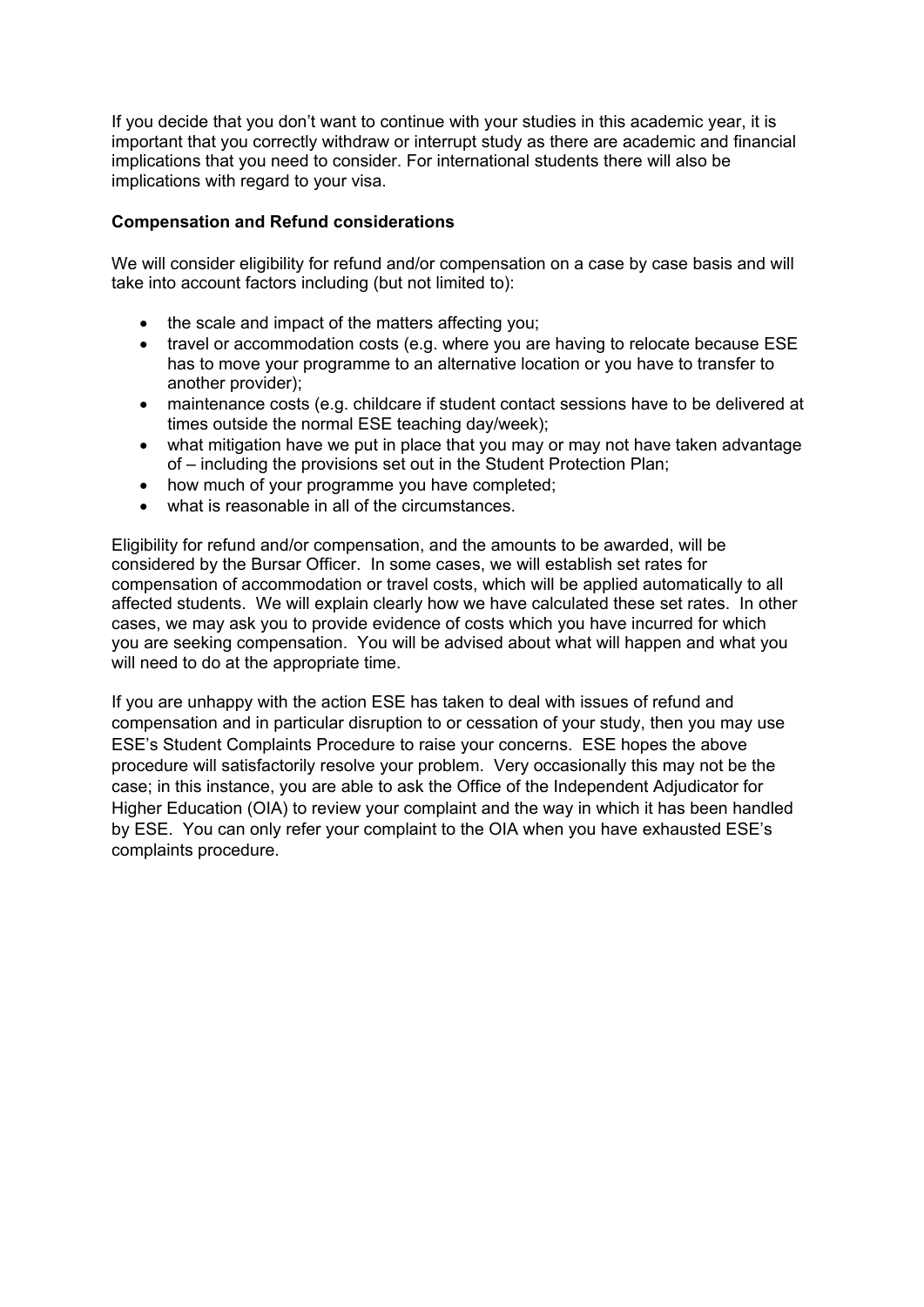If you decide that you don't want to continue with your studies in this academic year, it is important that you correctly withdraw or interrupt study as there are academic and financial implications that you need to consider. For international students there will also be implications with regard to your visa.

**Compensation and Refund considerations**

We will consider eligibility for refund and/or compensation on a case by case basis and will take into account factors including (but not limited to):

- the scale and impact of the matters affecting you;
- travel or accommodation costs (e.g. where you are having to relocate because ESE has to move your programme to an alternative location or you have to transfer to another provider);
- maintenance costs (e.g. childcare if student contact sessions have to be delivered at times outside the normal ESE teaching day/week);
- what mitigation have we put in place that you may or may not have taken advantage of – including the provisions set out in the Student Protection Plan;
- how much of your programme you have completed;
- what is reasonable in all of the circumstances.

Eligibility for refund and/or compensation, and the amounts to be awarded, will be considered by the Bursar Officer. In some cases, we will establish set rates for compensation of accommodation or travel costs, which will be applied automatically to all affected students. We will explain clearly how we have calculated these set rates. In other cases, we may ask you to provide evidence of costs which you have incurred for which you are seeking compensation. You will be advised about what will happen and what you will need to do at the appropriate time.

If you are unhappy with the action ESE has taken to deal with issues of refund and compensation and in particular disruption to or cessation of your study, then you may use ESE's Student Complaints Procedure to raise your concerns. ESE hopes the above procedure will satisfactorily resolve your problem. Very occasionally this may not be the case; in this instance, you are able to ask the Office of the Independent Adjudicator for Higher Education (OIA) to review your complaint and the way in which it has been handled by ESE. You can only refer your complaint to the OIA when you have exhausted ESE's complaints procedure.